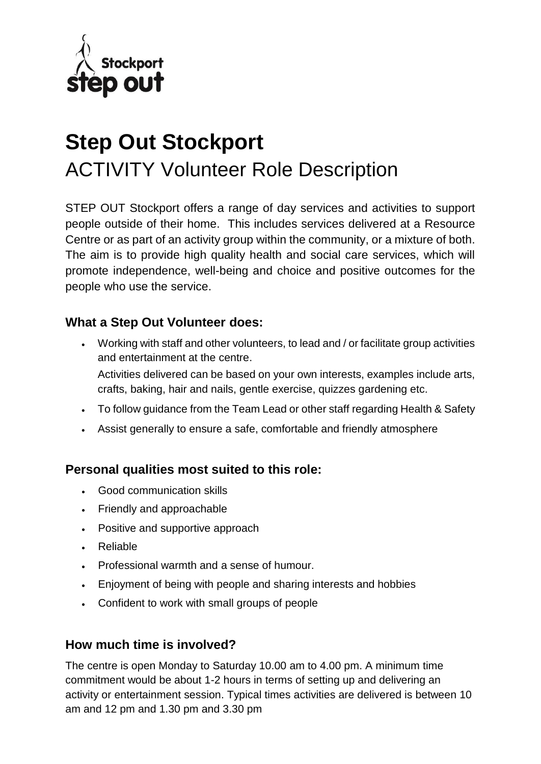# Step Out Stockport

ACTIVITY Volunteer Role Description

STEP OUT Stockport offers a range of day services and activities to support people outside of their home. This includes services delivered at a Resource Centre or as part of an activity group within the community, or a mixture of both. The aim is to provide high quality health and social care services, which will promote independence, well-being and choice and positive outcomes for the people who use the service.

### What a Step Out Volunteer does:

- Working with staff and other volunteers, to lead and / or facilitate group activities and entertainment at the centre.

  Activities delivered can be based on your own interests, examples include arts, crafts, baking, hair and nails, gentle exercise, quizzes gardening etc.
- To follow guidance from the Team Lead or other staff regarding Health & Safety
- Assist generally to ensure a safe, comfortable and friendly atmosphere

### Personal qualities most suited to this role:

- Good communication skills
- Friendly and approachable
- Positive and supportive approach
- Reliable
- Professional warmth and a sense of humour.
- Enjoyment of being with people and sharing interests and hobbies
- Confident to work with small groups of people

### How much time is involved?

The centre is open Monday to Saturday 10.00 am to 4.00 pm. A minimum time commitment would be about 1-2 hours in terms of setting up and delivering an activity or entertainment session. Typical times activities are delivered is between 10 am and 12 pm and 1.30 pm and 3.30 pm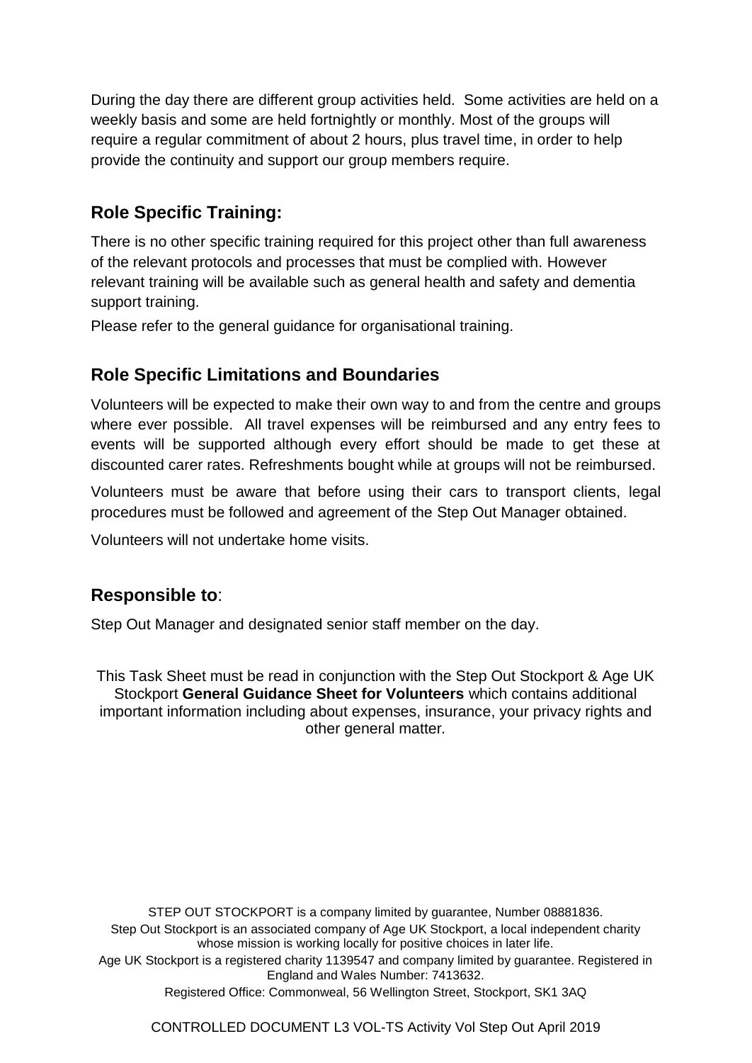During the day there are different group activities held. Some activities are held on a weekly basis and some are held fortnightly or monthly. Most of the groups will require a regular commitment of about 2 hours, plus travel time, in order to help provide the continuity and support our group members require.

## Role Specific Training:

There is no other specific training required for this project other than full awareness of the relevant protocols and processes that must be complied with. However relevant training will be available such as general health and safety and dementia support training.

Please refer to the general guidance for organisational training.

## Role Specific Limitations and Boundaries

Volunteers will be expected to make their own way to and from the centre and groups where ever possible. All travel expenses will be reimbursed and any entry fees to events will be supported although every effort should be made to get these at discounted carer rates. Refreshments bought while at groups will not be reimbursed.

Volunteers must be aware that before using their cars to transport clients, legal procedures must be followed and agreement of the Step Out Manager obtained.

Volunteers will not undertake home visits.

## Responsible to:

Step Out Manager and designated senior staff member on the day.

This Task Sheet must be read in conjunction with the Step Out Stockport & Age UK Stockport **General Guidance Sheet for Volunteers** which contains additional important information including about expenses, insurance, your privacy rights and other general matter.

STEP OUT STOCKPORT is a company limited by guarantee, Number 08881836.
Step Out Stockport is an associated company of Age UK Stockport, a local independent charity whose mission is working locally for positive choices in later life.
Age UK Stockport is a registered charity 1139547 and company limited by guarantee. Registered in England and Wales Number: 7413632.
Registered Office: Commonweal, 56 Wellington Street, Stockport, SK1 3AQ

CONTROLLED DOCUMENT L3 VOL-TS Activity Vol Step Out April 2019